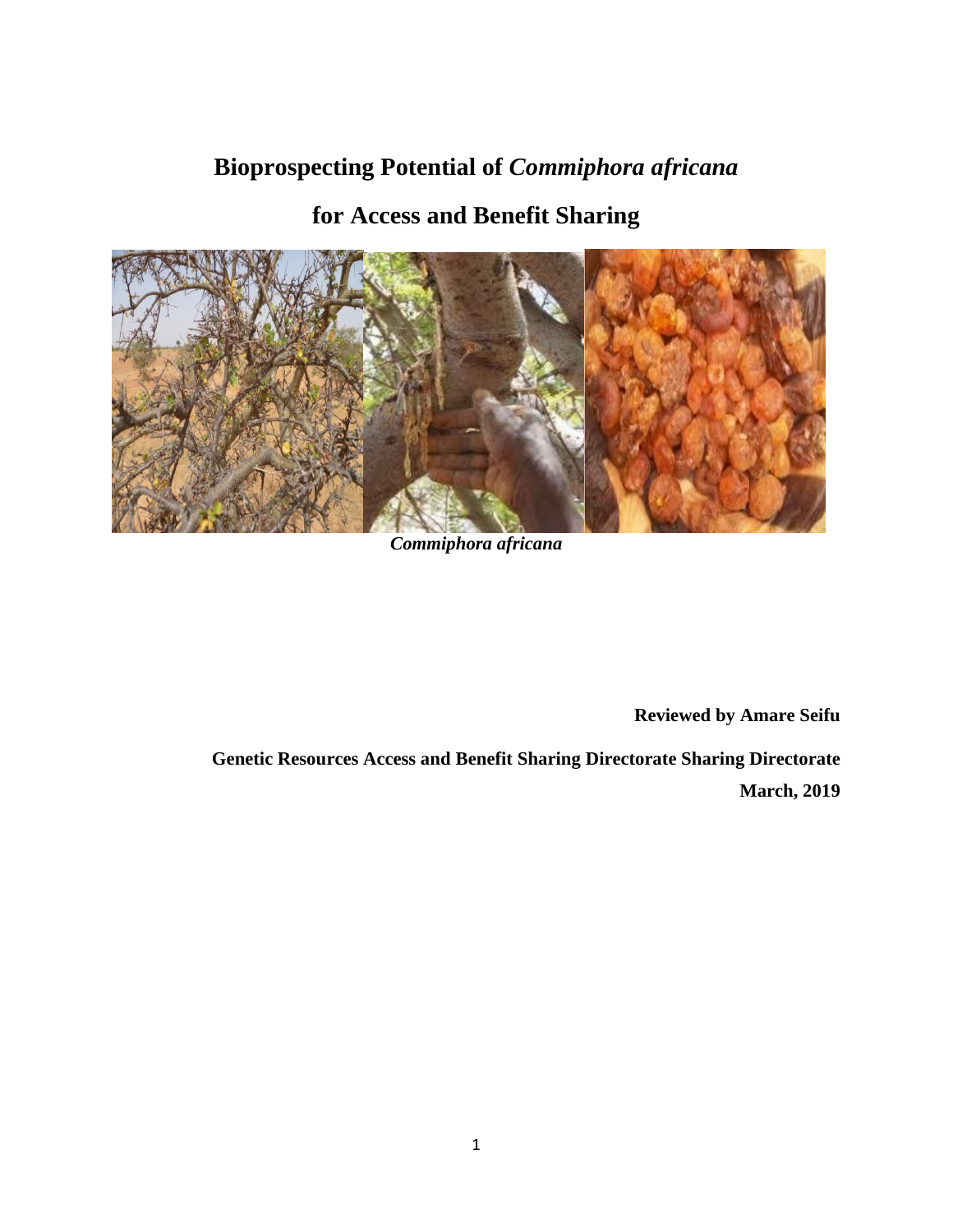# Bioprospecting Potential of *Commiphora africana*

# for Access and Benefit Sharing

***Commiphora africana***

**Reviewed by Amare Seifu**

**Genetic Resources Access and Benefit Sharing Directorate Sharing Directorate**

**March, 2019**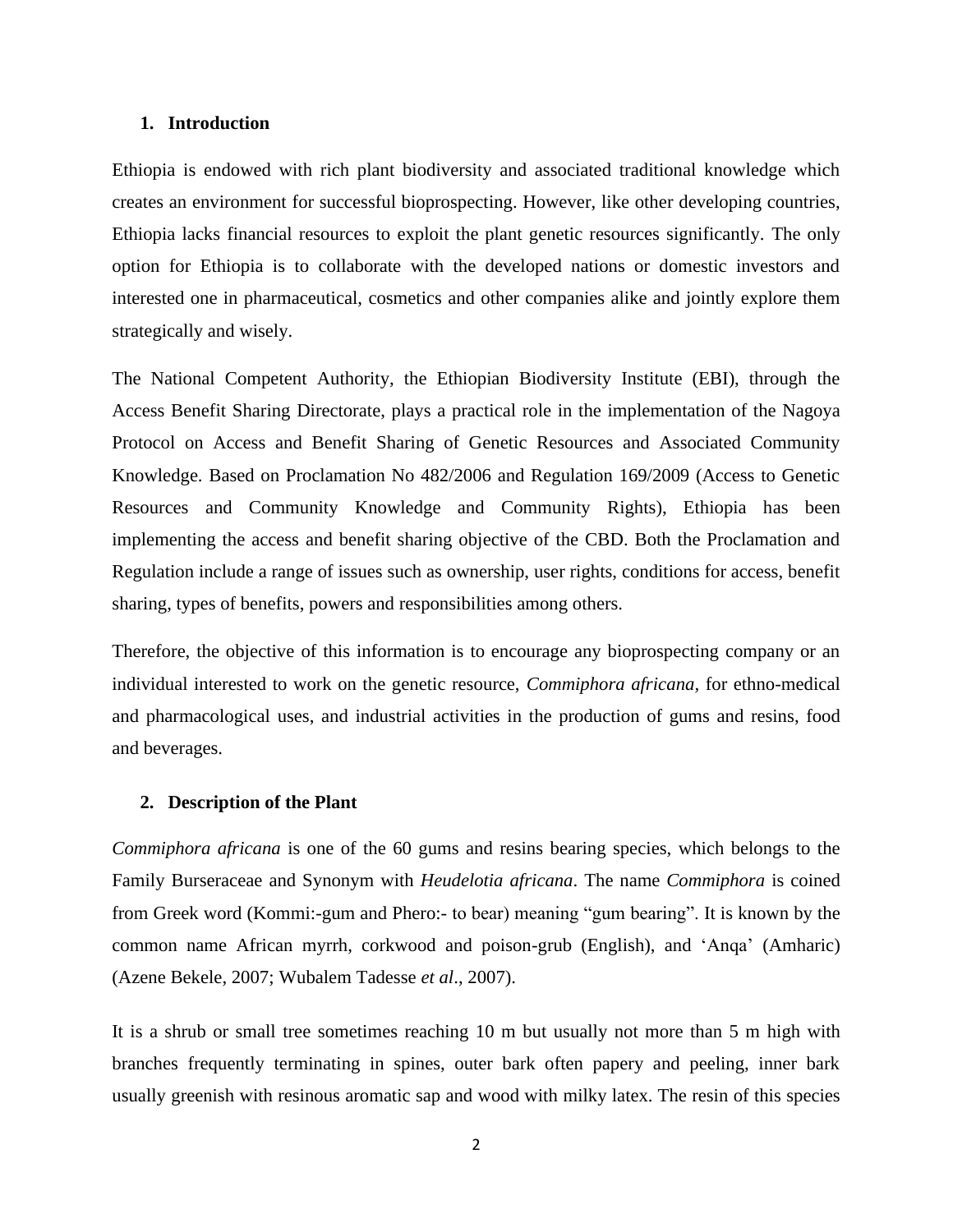## 1. Introduction

Ethiopia is endowed with rich plant biodiversity and associated traditional knowledge which creates an environment for successful bioprospecting. However, like other developing countries, Ethiopia lacks financial resources to exploit the plant genetic resources significantly. The only option for Ethiopia is to collaborate with the developed nations or domestic investors and interested one in pharmaceutical, cosmetics and other companies alike and jointly explore them strategically and wisely.

The National Competent Authority, the Ethiopian Biodiversity Institute (EBI), through the Access Benefit Sharing Directorate, plays a practical role in the implementation of the Nagoya Protocol on Access and Benefit Sharing of Genetic Resources and Associated Community Knowledge. Based on Proclamation No 482/2006 and Regulation 169/2009 (Access to Genetic Resources and Community Knowledge and Community Rights), Ethiopia has been implementing the access and benefit sharing objective of the CBD. Both the Proclamation and Regulation include a range of issues such as ownership, user rights, conditions for access, benefit sharing, types of benefits, powers and responsibilities among others.

Therefore, the objective of this information is to encourage any bioprospecting company or an individual interested to work on the genetic resource, *Commiphora africana,* for ethno-medical and pharmacological uses, and industrial activities in the production of gums and resins, food and beverages.

## 2. Description of the Plant

*Commiphora africana* is one of the 60 gums and resins bearing species, which belongs to the Family Burseraceae and Synonym with *Heudelotia africana*. The name *Commiphora* is coined from Greek word (Kommi:-gum and Phero:- to bear) meaning "gum bearing". It is known by the common name African myrrh, corkwood and poison-grub (English), and 'Anqa' (Amharic) (Azene Bekele, 2007; Wubalem Tadesse *et al*., 2007).

It is a shrub or small tree sometimes reaching 10 m but usually not more than 5 m high with branches frequently terminating in spines, outer bark often papery and peeling, inner bark usually greenish with resinous aromatic sap and wood with milky latex. The resin of this species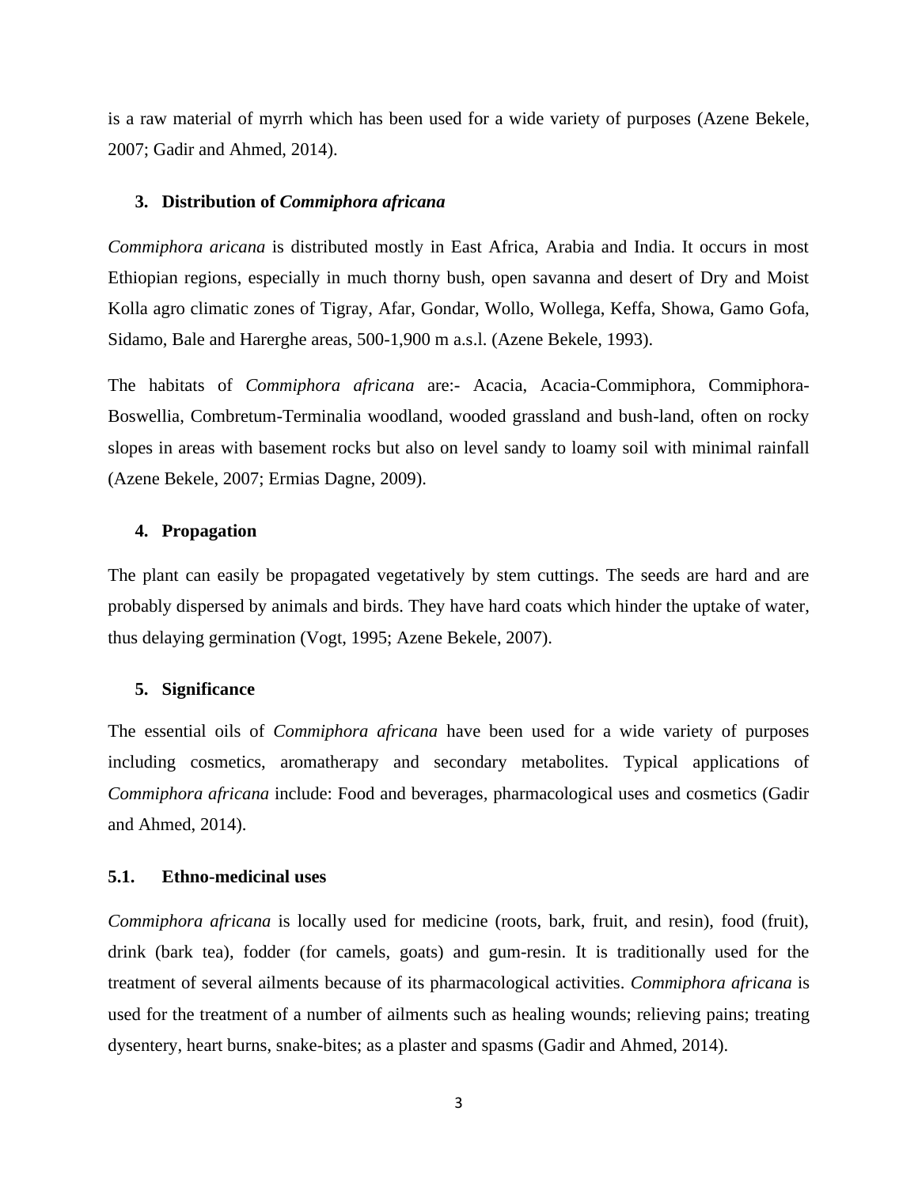is a raw material of myrrh which has been used for a wide variety of purposes (Azene Bekele, 2007; Gadir and Ahmed, 2014).

## 3. Distribution of *Commiphora africana*

*Commiphora aricana* is distributed mostly in East Africa, Arabia and India. It occurs in most Ethiopian regions, especially in much thorny bush, open savanna and desert of Dry and Moist Kolla agro climatic zones of Tigray, Afar, Gondar, Wollo, Wollega, Keffa, Showa, Gamo Gofa, Sidamo, Bale and Harerghe areas, 500-1,900 m a.s.l. (Azene Bekele, 1993).

The habitats of *Commiphora africana* are:- Acacia, Acacia-Commiphora, Commiphora-Boswellia, Combretum-Terminalia woodland, wooded grassland and bush-land, often on rocky slopes in areas with basement rocks but also on level sandy to loamy soil with minimal rainfall (Azene Bekele, 2007; Ermias Dagne, 2009).

## 4. Propagation

The plant can easily be propagated vegetatively by stem cuttings. The seeds are hard and are probably dispersed by animals and birds. They have hard coats which hinder the uptake of water, thus delaying germination (Vogt, 1995; Azene Bekele, 2007).

## 5. Significance

The essential oils of *Commiphora africana* have been used for a wide variety of purposes including cosmetics, aromatherapy and secondary metabolites. Typical applications of *Commiphora africana* include: Food and beverages, pharmacological uses and cosmetics (Gadir and Ahmed, 2014).

### 5.1. Ethno-medicinal uses

*Commiphora africana* is locally used for medicine (roots, bark, fruit, and resin), food (fruit), drink (bark tea), fodder (for camels, goats) and gum-resin. It is traditionally used for the treatment of several ailments because of its pharmacological activities. *Commiphora africana* is used for the treatment of a number of ailments such as healing wounds; relieving pains; treating dysentery, heart burns, snake-bites; as a plaster and spasms (Gadir and Ahmed, 2014).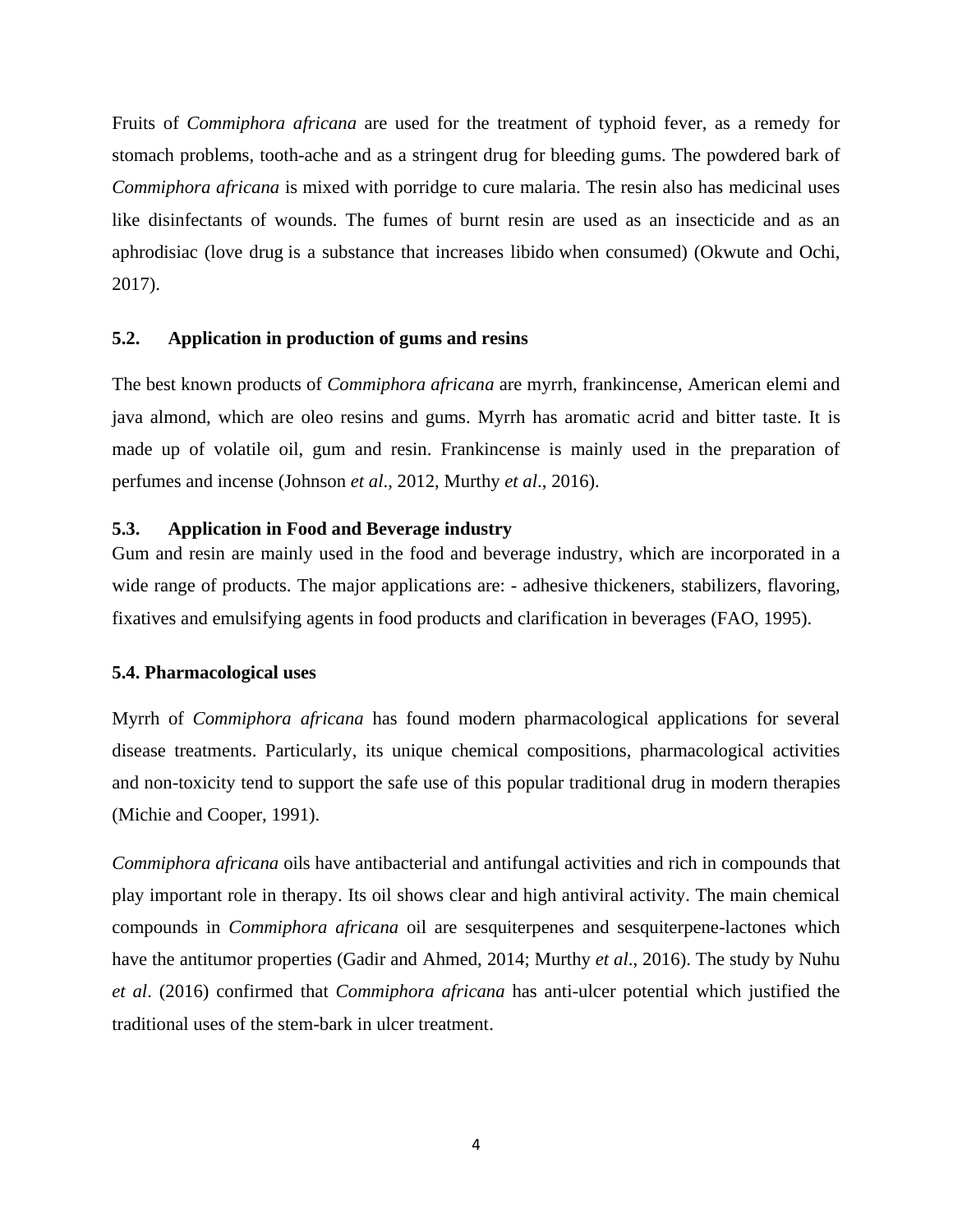Fruits of *Commiphora africana* are used for the treatment of typhoid fever, as a remedy for stomach problems, tooth-ache and as a stringent drug for bleeding gums. The powdered bark of *Commiphora africana* is mixed with porridge to cure malaria. The resin also has medicinal uses like disinfectants of wounds. The fumes of burnt resin are used as an insecticide and as an aphrodisiac (love drug is a substance that increases libido when consumed) (Okwute and Ochi, 2017).

### 5.2. Application in production of gums and resins

The best known products of *Commiphora africana* are myrrh, frankincense, American elemi and java almond, which are oleo resins and gums. Myrrh has aromatic acrid and bitter taste. It is made up of volatile oil, gum and resin. Frankincense is mainly used in the preparation of perfumes and incense (Johnson *et al*., 2012, Murthy *et al*., 2016).

### 5.3. Application in Food and Beverage industry

Gum and resin are mainly used in the food and beverage industry, which are incorporated in a wide range of products. The major applications are: - adhesive thickeners, stabilizers, flavoring, fixatives and emulsifying agents in food products and clarification in beverages (FAO, 1995).

### 5.4. Pharmacological uses

Myrrh of *Commiphora africana* has found modern pharmacological applications for several disease treatments. Particularly, its unique chemical compositions, pharmacological activities and non-toxicity tend to support the safe use of this popular traditional drug in modern therapies (Michie and Cooper, 1991).

*Commiphora africana* oils have antibacterial and antifungal activities and rich in compounds that play important role in therapy. Its oil shows clear and high antiviral activity. The main chemical compounds in *Commiphora africana* oil are sesquiterpenes and sesquiterpene-lactones which have the antitumor properties (Gadir and Ahmed, 2014; Murthy *et al*., 2016). The study by Nuhu *et al*. (2016) confirmed that *Commiphora africana* has anti-ulcer potential which justified the traditional uses of the stem-bark in ulcer treatment.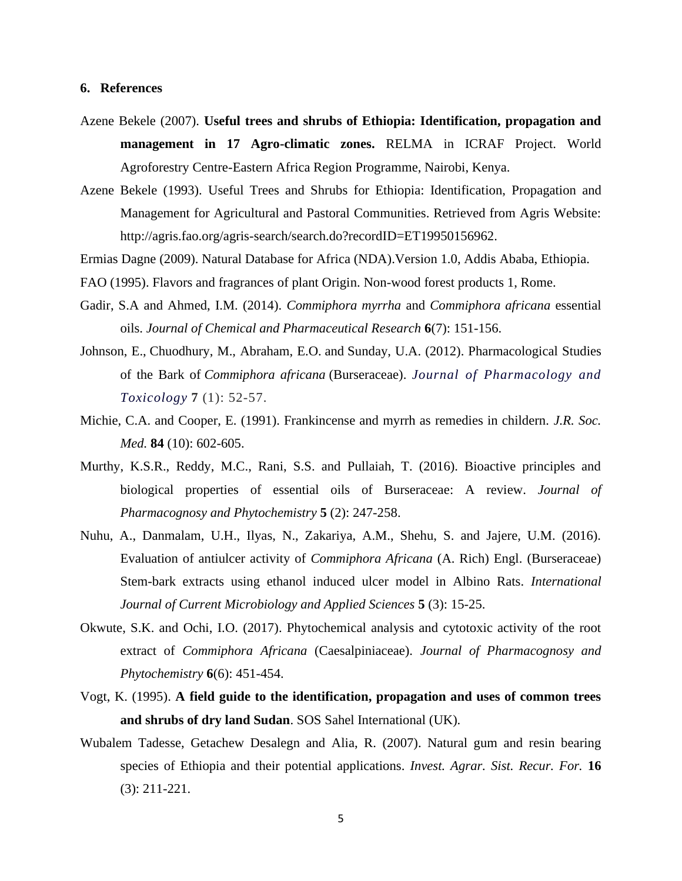## 6. References

Azene Bekele (2007). **Useful trees and shrubs of Ethiopia: Identification, propagation and management in 17 Agro-climatic zones.** RELMA in ICRAF Project. World Agroforestry Centre-Eastern Africa Region Programme, Nairobi, Kenya.

Azene Bekele (1993). Useful Trees and Shrubs for Ethiopia: Identification, Propagation and Management for Agricultural and Pastoral Communities. Retrieved from Agris Website: http://agris.fao.org/agris-search/search.do?recordID=ET19950156962.

Ermias Dagne (2009). Natural Database for Africa (NDA).Version 1.0, Addis Ababa, Ethiopia.

FAO (1995). Flavors and fragrances of plant Origin. Non-wood forest products 1, Rome.

Gadir, S.A and Ahmed, I.M. (2014). *Commiphora myrrha* and *Commiphora africana* essential oils. *Journal of Chemical and Pharmaceutical Research* **6**(7): 151-156.

Johnson, E., Chuodhury, M., Abraham, E.O. and Sunday, U.A. (2012). Pharmacological Studies of the Bark of *Commiphora africana* (Burseraceae). *Journal of Pharmacology and Toxicology* **7** (1): 52-57.

Michie, C.A. and Cooper, E. (1991). Frankincense and myrrh as remedies in childern. *J.R. Soc. Med.* **84** (10): 602-605.

Murthy, K.S.R., Reddy, M.C., Rani, S.S. and Pullaiah, T. (2016). Bioactive principles and biological properties of essential oils of Burseraceae: A review. *Journal of Pharmacognosy and Phytochemistry* **5** (2): 247-258.

Nuhu, A., Danmalam, U.H., Ilyas, N., Zakariya, A.M., Shehu, S. and Jajere, U.M. (2016). Evaluation of antiulcer activity of *Commiphora Africana* (A. Rich) Engl. (Burseraceae) Stem-bark extracts using ethanol induced ulcer model in Albino Rats. *International Journal of Current Microbiology and Applied Sciences* **5** (3): 15-25.

Okwute, S.K. and Ochi, I.O. (2017). Phytochemical analysis and cytotoxic activity of the root extract of *Commiphora Africana* (Caesalpiniaceae). *Journal of Pharmacognosy and Phytochemistry* **6**(6): 451-454.

Vogt, K. (1995). **A field guide to the identification, propagation and uses of common trees and shrubs of dry land Sudan**. SOS Sahel International (UK).

Wubalem Tadesse, Getachew Desalegn and Alia, R. (2007). Natural gum and resin bearing species of Ethiopia and their potential applications. *Invest. Agrar. Sist. Recur. For.* **16** (3): 211-221.